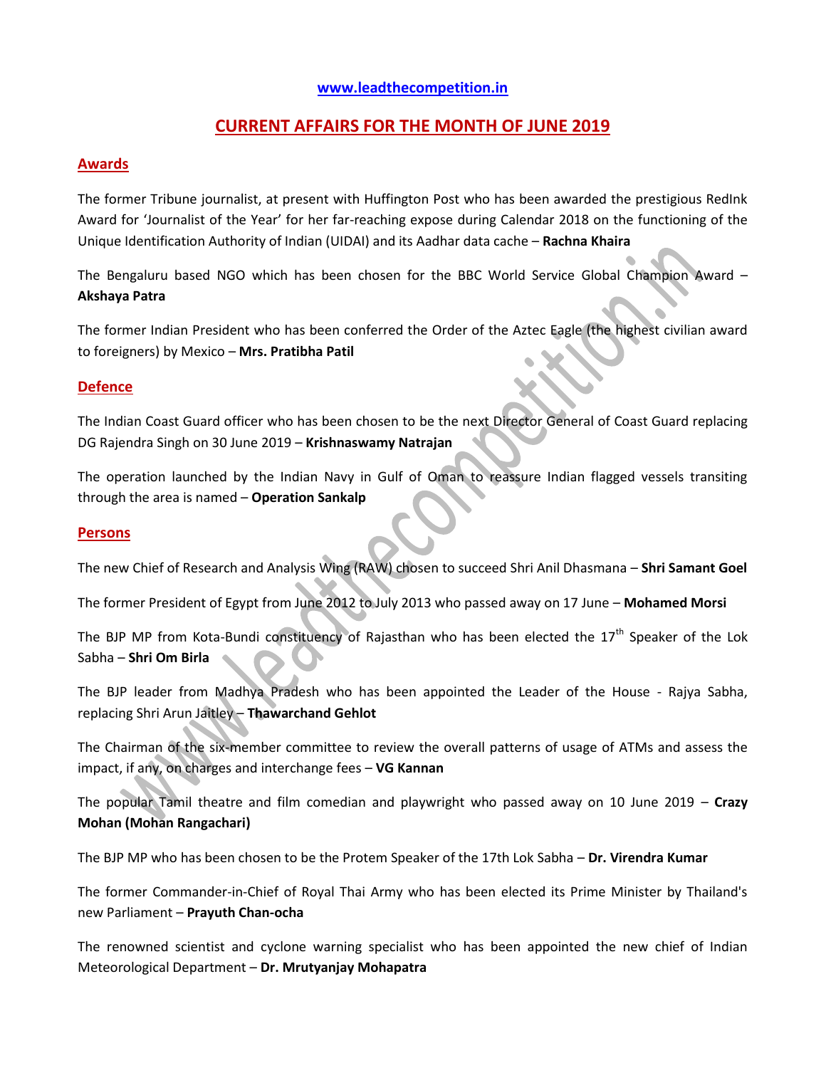www.leadthecompetition.in

# CURRENT AFFAIRS FOR THE MONTH OF JUNE 2019

## Awards

The former Tribune journalist, at present with Huffington Post who has been awarded the prestigious RedInk Award for 'Journalist of the Year' for her far-reaching expose during Calendar 2018 on the functioning of the Unique Identification Authority of Indian (UIDAI) and its Aadhar data cache – **Rachna Khaira**

The Bengaluru based NGO which has been chosen for the BBC World Service Global Champion Award – **Akshaya Patra**

The former Indian President who has been conferred the Order of the Aztec Eagle (the highest civilian award to foreigners) by Mexico – **Mrs. Pratibha Patil**

## Defence

The Indian Coast Guard officer who has been chosen to be the next Director General of Coast Guard replacing DG Rajendra Singh on 30 June 2019 – **Krishnaswamy Natrajan**

The operation launched by the Indian Navy in Gulf of Oman to reassure Indian flagged vessels transiting through the area is named – **Operation Sankalp**

## Persons

The new Chief of Research and Analysis Wing (RAW) chosen to succeed Shri Anil Dhasmana – **Shri Samant Goel**

The former President of Egypt from June 2012 to July 2013 who passed away on 17 June – **Mohamed Morsi**

The BJP MP from Kota-Bundi constituency of Rajasthan who has been elected the 17th Speaker of the Lok Sabha – **Shri Om Birla**

The BJP leader from Madhya Pradesh who has been appointed the Leader of the House - Rajya Sabha, replacing Shri Arun Jaitley – **Thawarchand Gehlot**

The Chairman of the six-member committee to review the overall patterns of usage of ATMs and assess the impact, if any, on charges and interchange fees – **VG Kannan**

The popular Tamil theatre and film comedian and playwright who passed away on 10 June 2019 – **Crazy Mohan (Mohan Rangachari)**

The BJP MP who has been chosen to be the Protem Speaker of the 17th Lok Sabha – **Dr. Virendra Kumar**

The former Commander-in-Chief of Royal Thai Army who has been elected its Prime Minister by Thailand's new Parliament – **Prayuth Chan-ocha**

The renowned scientist and cyclone warning specialist who has been appointed the new chief of Indian Meteorological Department – **Dr. Mrutyanjay Mohapatra**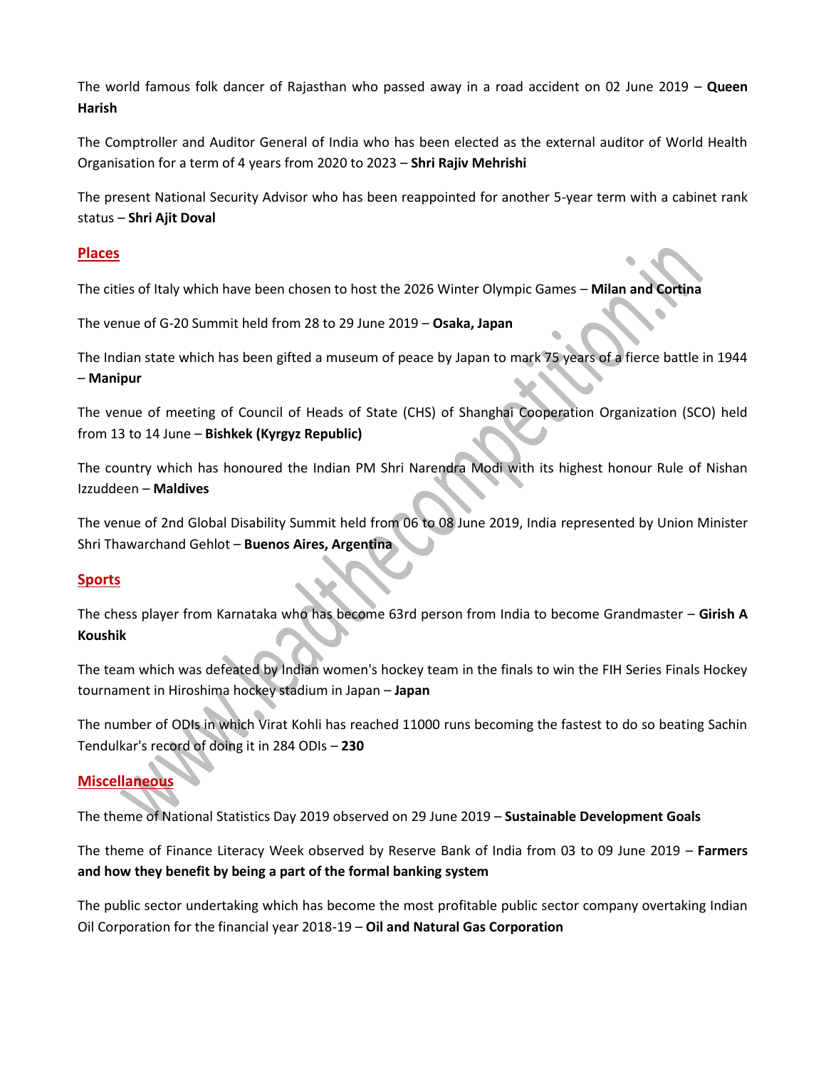The world famous folk dancer of Rajasthan who passed away in a road accident on 02 June 2019 – **Queen Harish**

The Comptroller and Auditor General of India who has been elected as the external auditor of World Health Organisation for a term of 4 years from 2020 to 2023 – **Shri Rajiv Mehrishi**

The present National Security Advisor who has been reappointed for another 5-year term with a cabinet rank status – **Shri Ajit Doval**

## Places

The cities of Italy which have been chosen to host the 2026 Winter Olympic Games – **Milan and Cortina**

The venue of G-20 Summit held from 28 to 29 June 2019 – **Osaka, Japan**

The Indian state which has been gifted a museum of peace by Japan to mark 75 years of a fierce battle in 1944 – **Manipur**

The venue of meeting of Council of Heads of State (CHS) of Shanghai Cooperation Organization (SCO) held from 13 to 14 June – **Bishkek (Kyrgyz Republic)**

The country which has honoured the Indian PM Shri Narendra Modi with its highest honour Rule of Nishan Izzuddeen – **Maldives**

The venue of 2nd Global Disability Summit held from 06 to 08 June 2019, India represented by Union Minister Shri Thawarchand Gehlot – **Buenos Aires, Argentina**

## Sports

The chess player from Karnataka who has become 63rd person from India to become Grandmaster – **Girish A Koushik**

The team which was defeated by Indian women's hockey team in the finals to win the FIH Series Finals Hockey tournament in Hiroshima hockey stadium in Japan – **Japan**

The number of ODIs in which Virat Kohli has reached 11000 runs becoming the fastest to do so beating Sachin Tendulkar's record of doing it in 284 ODIs – **230**

## Miscellaneous

The theme of National Statistics Day 2019 observed on 29 June 2019 – **Sustainable Development Goals**

The theme of Finance Literacy Week observed by Reserve Bank of India from 03 to 09 June 2019 – **Farmers and how they benefit by being a part of the formal banking system**

The public sector undertaking which has become the most profitable public sector company overtaking Indian Oil Corporation for the financial year 2018-19 – **Oil and Natural Gas Corporation**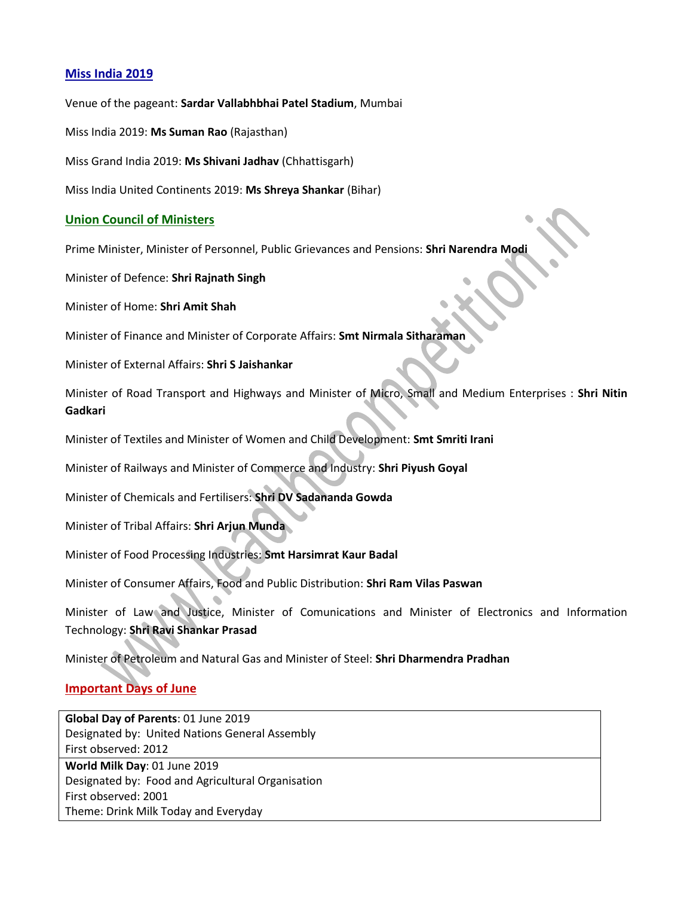## Miss India 2019

Venue of the pageant: **Sardar Vallabhbhai Patel Stadium**, Mumbai

Miss India 2019: **Ms Suman Rao** (Rajasthan)

Miss Grand India 2019: **Ms Shivani Jadhav** (Chhattisgarh)

Miss India United Continents 2019: **Ms Shreya Shankar** (Bihar)

## Union Council of Ministers

Prime Minister, Minister of Personnel, Public Grievances and Pensions: **Shri Narendra Modi**

Minister of Defence: **Shri Rajnath Singh**

Minister of Home: **Shri Amit Shah**

Minister of Finance and Minister of Corporate Affairs: **Smt Nirmala Sitharaman**

Minister of External Affairs: **Shri S Jaishankar**

Minister of Road Transport and Highways and Minister of Micro, Small and Medium Enterprises : **Shri Nitin Gadkari**

Minister of Textiles and Minister of Women and Child Development: **Smt Smriti Irani**

Minister of Railways and Minister of Commerce and Industry: **Shri Piyush Goyal**

Minister of Chemicals and Fertilisers: **Shri DV Sadananda Gowda**

Minister of Tribal Affairs: **Shri Arjun Munda**

Minister of Food Processing Industries: **Smt Harsimrat Kaur Badal**

Minister of Consumer Affairs, Food and Public Distribution: **Shri Ram Vilas Paswan**

Minister of Law and Justice, Minister of Comunications and Minister of Electronics and Information Technology: **Shri Ravi Shankar Prasad**

Minister of Petroleum and Natural Gas and Minister of Steel: **Shri Dharmendra Pradhan**

## Important Days of June

| |
|---|
| **Global Day of Parents**: 01 June 2019<br>Designated by: United Nations General Assembly<br>First observed: 2012 |
| **World Milk Day**: 01 June 2019<br>Designated by: Food and Agricultural Organisation<br>First observed: 2001<br>Theme: Drink Milk Today and Everyday |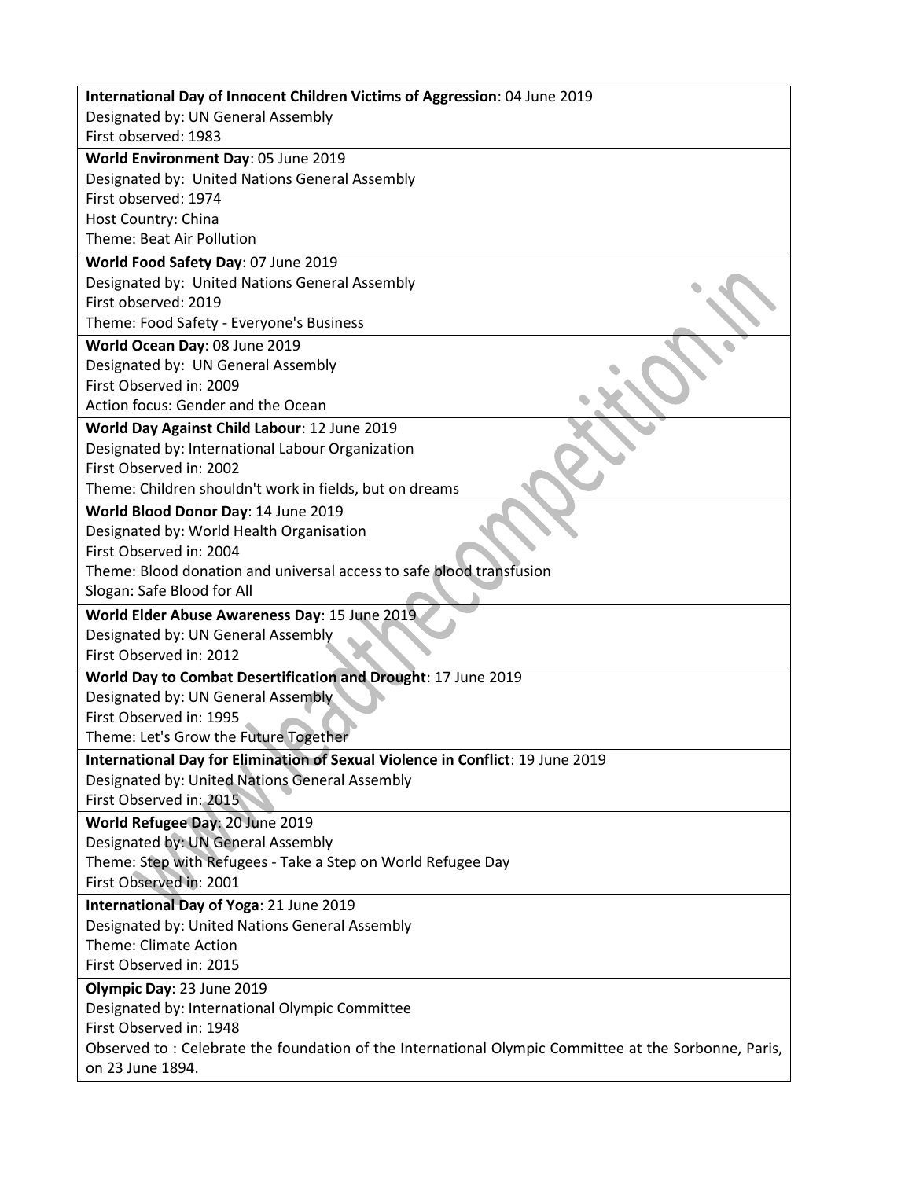| |
|---|
| **International Day of Innocent Children Victims of Aggression**: 04 June 2019<br>Designated by: UN General Assembly<br>First observed: 1983 |
| **World Environment Day**: 05 June 2019<br>Designated by: United Nations General Assembly<br>First observed: 1974<br>Host Country: China<br>Theme: Beat Air Pollution |
| **World Food Safety Day**: 07 June 2019<br>Designated by: United Nations General Assembly<br>First observed: 2019<br>Theme: Food Safety - Everyone's Business |
| **World Ocean Day**: 08 June 2019<br>Designated by: UN General Assembly<br>First Observed in: 2009<br>Action focus: Gender and the Ocean |
| **World Day Against Child Labour**: 12 June 2019<br>Designated by: International Labour Organization<br>First Observed in: 2002<br>Theme: Children shouldn't work in fields, but on dreams |
| **World Blood Donor Day**: 14 June 2019<br>Designated by: World Health Organisation<br>First Observed in: 2004<br>Theme: Blood donation and universal access to safe blood transfusion<br>Slogan: Safe Blood for All |
| **World Elder Abuse Awareness Day**: 15 June 2019<br>Designated by: UN General Assembly<br>First Observed in: 2012 |
| **World Day to Combat Desertification and Drought**: 17 June 2019<br>Designated by: UN General Assembly<br>First Observed in: 1995<br>Theme: Let's Grow the Future Together |
| **International Day for Elimination of Sexual Violence in Conflict**: 19 June 2019<br>Designated by: United Nations General Assembly<br>First Observed in: 2015 |
| **World Refugee Day**: 20 June 2019<br>Designated by: UN General Assembly<br>Theme: Step with Refugees - Take a Step on World Refugee Day<br>First Observed in: 2001 |
| **International Day of Yoga**: 21 June 2019<br>Designated by: United Nations General Assembly<br>Theme: Climate Action<br>First Observed in: 2015 |
| **Olympic Day**: 23 June 2019<br>Designated by: International Olympic Committee<br>First Observed in: 1948<br>Observed to : Celebrate the foundation of the International Olympic Committee at the Sorbonne, Paris, on 23 June 1894. |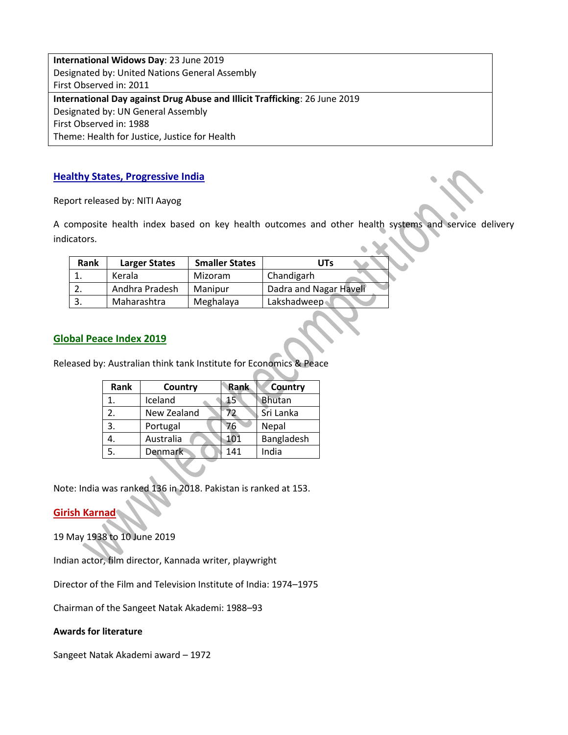| **International Widows Day**: 23 June 2019<br>Designated by: United Nations General Assembly<br>First Observed in: 2011 |
|---|
| **International Day against Drug Abuse and Illicit Trafficking**: 26 June 2019<br>Designated by: UN General Assembly<br>First Observed in: 1988<br>Theme: Health for Justice, Justice for Health |

## Healthy States, Progressive India

Report released by: NITI Aayog

A composite health index based on key health outcomes and other health systems and service delivery indicators.

| Rank | Larger States | Smaller States | UTs |
|---|---|---|---|
| 1. | Kerala | Mizoram | Chandigarh |
| 2. | Andhra Pradesh | Manipur | Dadra and Nagar Haveli |
| 3. | Maharashtra | Meghalaya | Lakshadweep |

## Global Peace Index 2019

Released by: Australian think tank Institute for Economics & Peace

| Rank | Country | Rank | Country |
|---|---|---|---|
| 1. | Iceland | 15 | Bhutan |
| 2. | New Zealand | 72 | Sri Lanka |
| 3. | Portugal | 76 | Nepal |
| 4. | Australia | 101 | Bangladesh |
| 5. | Denmark | 141 | India |

Note: India was ranked 136 in 2018. Pakistan is ranked at 153.

## Girish Karnad

19 May 1938 to 10 June 2019

Indian actor, film director, Kannada writer, playwright

Director of the Film and Television Institute of India: 1974–1975

Chairman of the Sangeet Natak Akademi: 1988–93

**Awards for literature**

Sangeet Natak Akademi award – 1972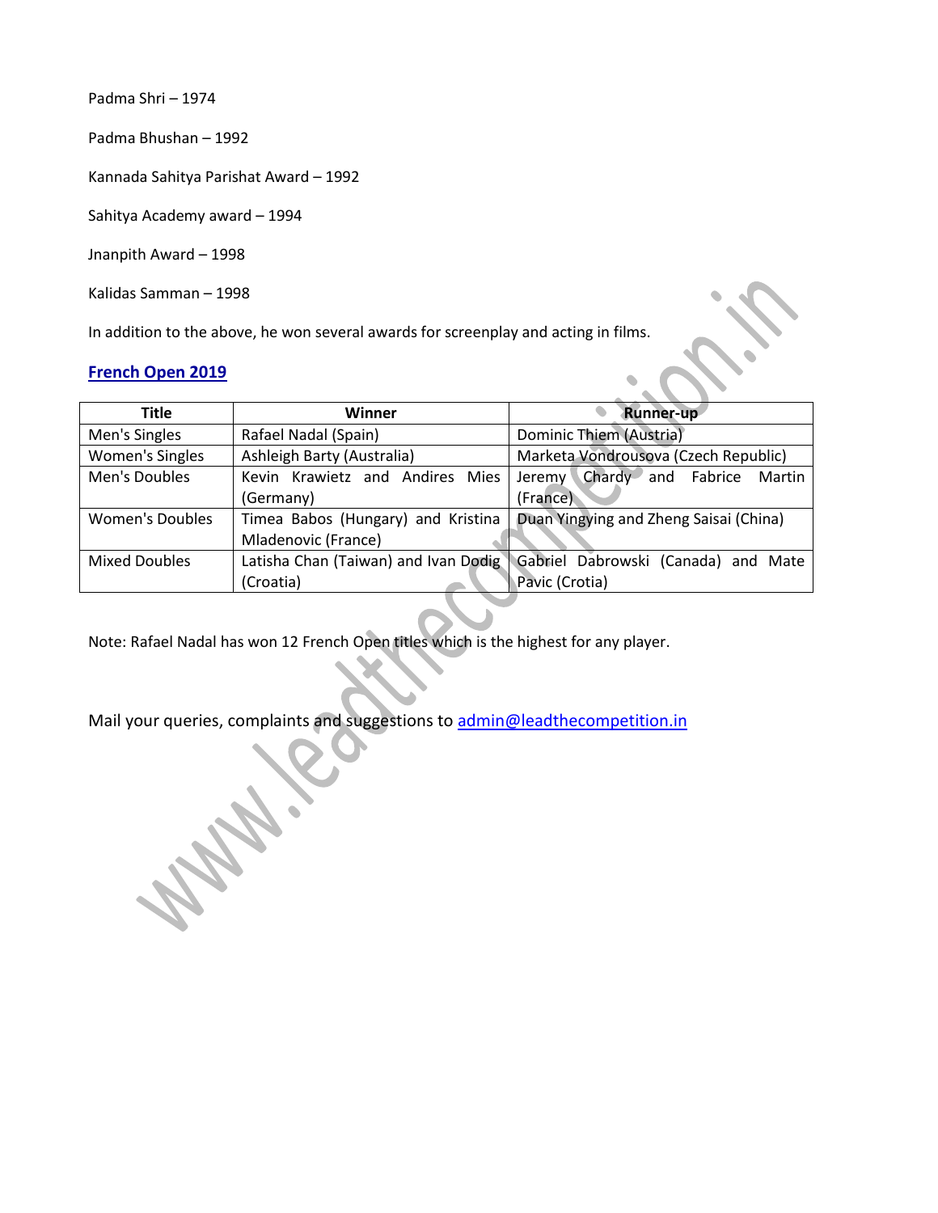Padma Shri – 1974

Padma Bhushan – 1992

Kannada Sahitya Parishat Award – 1992

Sahitya Academy award – 1994

Jnanpith Award – 1998

Kalidas Samman – 1998

In addition to the above, he won several awards for screenplay and acting in films.

## French Open 2019

| Title | Winner | Runner-up |
|---|---|---|
| Men's Singles | Rafael Nadal (Spain) | Dominic Thiem (Austria) |
| Women's Singles | Ashleigh Barty (Australia) | Marketa Vondrousova (Czech Republic) |
| Men's Doubles | Kevin Krawietz and Andires Mies (Germany) | Jeremy Chardy and Fabrice Martin (France) |
| Women's Doubles | Timea Babos (Hungary) and Kristina Mladenovic (France) | Duan Yingying and Zheng Saisai (China) |
| Mixed Doubles | Latisha Chan (Taiwan) and Ivan Dodig (Croatia) | Gabriel Dabrowski (Canada) and Mate Pavic (Crotia) |

Note: Rafael Nadal has won 12 French Open titles which is the highest for any player.

Mail your queries, complaints and suggestions to admin@leadthecompetition.in